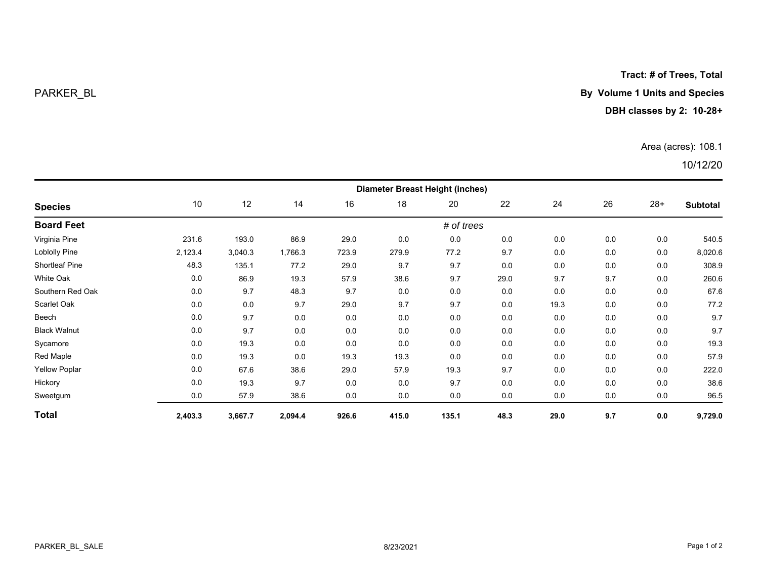PARKER_BL

**Tract: # of Trees, Total**

**By Volume 1 Units and Species**

**DBH classes by 2: 10-28+**

Area (acres): 108.1

10/12/20

| Species | 10 | 12 | 14 | 16 | 18 | 20 | 22 | 24 | 26 | 28+ | Subtotal |
|---|---|---|---|---|---|---|---|---|---|---|---|
| | Diameter Breast Height (inches) | | | | | | | | | | |
| **Board Feet** | | | | | | *# of trees* | | | | | |
| Virginia Pine | 231.6 | 193.0 | 86.9 | 29.0 | 0.0 | 0.0 | 0.0 | 0.0 | 0.0 | 0.0 | 540.5 |
| Loblolly Pine | 2,123.4 | 3,040.3 | 1,766.3 | 723.9 | 279.9 | 77.2 | 9.7 | 0.0 | 0.0 | 0.0 | 8,020.6 |
| Shortleaf Pine | 48.3 | 135.1 | 77.2 | 29.0 | 9.7 | 9.7 | 0.0 | 0.0 | 0.0 | 0.0 | 308.9 |
| White Oak | 0.0 | 86.9 | 19.3 | 57.9 | 38.6 | 9.7 | 29.0 | 9.7 | 9.7 | 0.0 | 260.6 |
| Southern Red Oak | 0.0 | 9.7 | 48.3 | 9.7 | 0.0 | 0.0 | 0.0 | 0.0 | 0.0 | 0.0 | 67.6 |
| Scarlet Oak | 0.0 | 0.0 | 9.7 | 29.0 | 9.7 | 9.7 | 0.0 | 19.3 | 0.0 | 0.0 | 77.2 |
| Beech | 0.0 | 9.7 | 0.0 | 0.0 | 0.0 | 0.0 | 0.0 | 0.0 | 0.0 | 0.0 | 9.7 |
| Black Walnut | 0.0 | 9.7 | 0.0 | 0.0 | 0.0 | 0.0 | 0.0 | 0.0 | 0.0 | 0.0 | 9.7 |
| Sycamore | 0.0 | 19.3 | 0.0 | 0.0 | 0.0 | 0.0 | 0.0 | 0.0 | 0.0 | 0.0 | 19.3 |
| Red Maple | 0.0 | 19.3 | 0.0 | 19.3 | 19.3 | 0.0 | 0.0 | 0.0 | 0.0 | 0.0 | 57.9 |
| Yellow Poplar | 0.0 | 67.6 | 38.6 | 29.0 | 57.9 | 19.3 | 9.7 | 0.0 | 0.0 | 0.0 | 222.0 |
| Hickory | 0.0 | 19.3 | 9.7 | 0.0 | 0.0 | 9.7 | 0.0 | 0.0 | 0.0 | 0.0 | 38.6 |
| Sweetgum | 0.0 | 57.9 | 38.6 | 0.0 | 0.0 | 0.0 | 0.0 | 0.0 | 0.0 | 0.0 | 96.5 |
| **Total** | **2,403.3** | **3,667.7** | **2,094.4** | **926.6** | **415.0** | **135.1** | **48.3** | **29.0** | **9.7** | **0.0** | **9,729.0** |

PARKER_BL_SALE

8/23/2021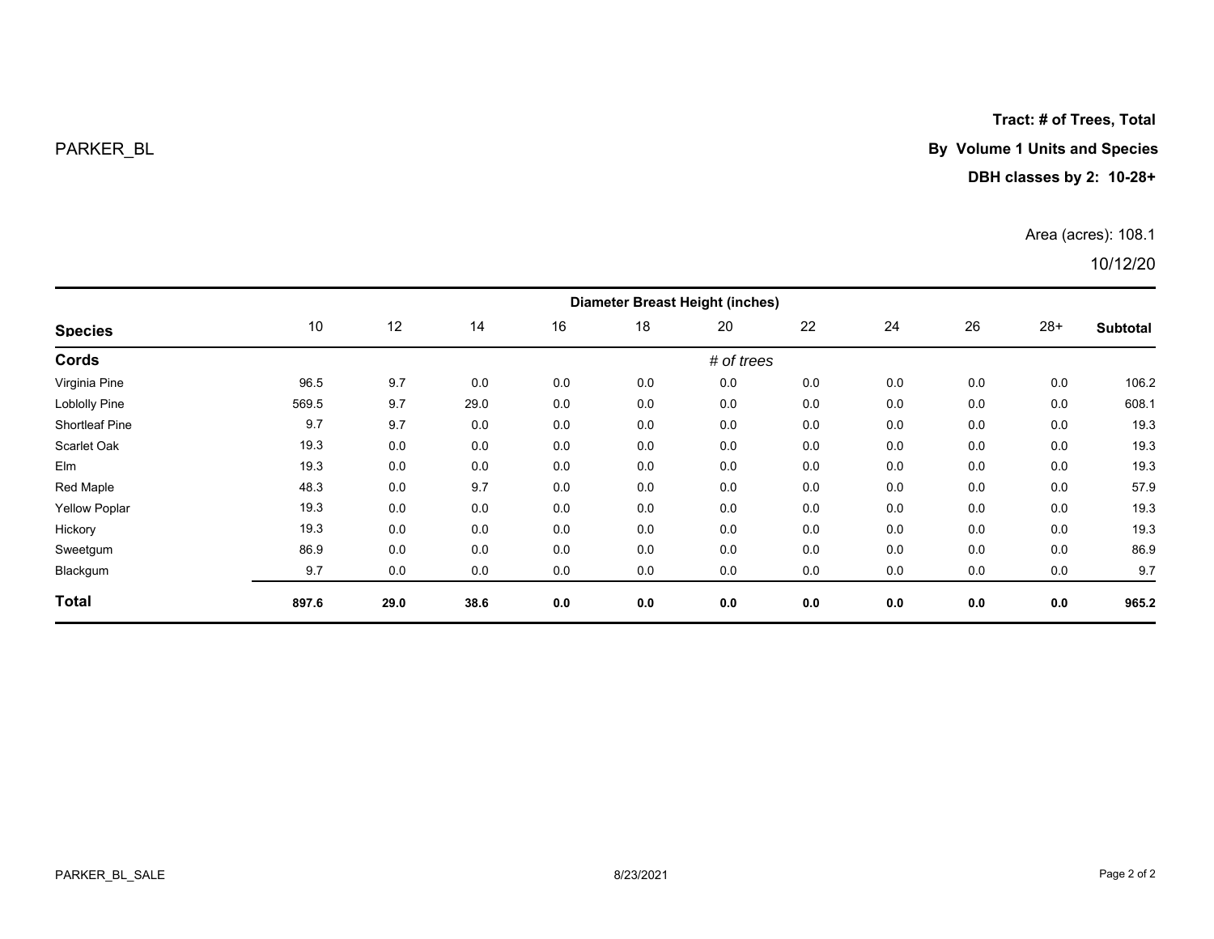PARKER_BL

**Tract: # of Trees, Total**

**By Volume 1 Units and Species**

**DBH classes by 2: 10-28+**

Area (acres): 108.1

10/12/20

| | Diameter Breast Height (inches) | | | | | | | | | | |
|---|---|---|---|---|---|---|---|---|---|---|---|
| **Species** | 10 | 12 | 14 | 16 | 18 | 20 | 22 | 24 | 26 | 28+ | **Subtotal** |
| **Cords** | | | | | | *# of trees* | | | | | |
| Virginia Pine | 96.5 | 9.7 | 0.0 | 0.0 | 0.0 | 0.0 | 0.0 | 0.0 | 0.0 | 0.0 | 106.2 |
| Loblolly Pine | 569.5 | 9.7 | 29.0 | 0.0 | 0.0 | 0.0 | 0.0 | 0.0 | 0.0 | 0.0 | 608.1 |
| Shortleaf Pine | 9.7 | 9.7 | 0.0 | 0.0 | 0.0 | 0.0 | 0.0 | 0.0 | 0.0 | 0.0 | 19.3 |
| Scarlet Oak | 19.3 | 0.0 | 0.0 | 0.0 | 0.0 | 0.0 | 0.0 | 0.0 | 0.0 | 0.0 | 19.3 |
| Elm | 19.3 | 0.0 | 0.0 | 0.0 | 0.0 | 0.0 | 0.0 | 0.0 | 0.0 | 0.0 | 19.3 |
| Red Maple | 48.3 | 0.0 | 9.7 | 0.0 | 0.0 | 0.0 | 0.0 | 0.0 | 0.0 | 0.0 | 57.9 |
| Yellow Poplar | 19.3 | 0.0 | 0.0 | 0.0 | 0.0 | 0.0 | 0.0 | 0.0 | 0.0 | 0.0 | 19.3 |
| Hickory | 19.3 | 0.0 | 0.0 | 0.0 | 0.0 | 0.0 | 0.0 | 0.0 | 0.0 | 0.0 | 19.3 |
| Sweetgum | 86.9 | 0.0 | 0.0 | 0.0 | 0.0 | 0.0 | 0.0 | 0.0 | 0.0 | 0.0 | 86.9 |
| Blackgum | 9.7 | 0.0 | 0.0 | 0.0 | 0.0 | 0.0 | 0.0 | 0.0 | 0.0 | 0.0 | 9.7 |
| **Total** | **897.6** | **29.0** | **38.6** | **0.0** | **0.0** | **0.0** | **0.0** | **0.0** | **0.0** | **0.0** | **965.2** |

PARKER_BL_SALE

8/23/2021